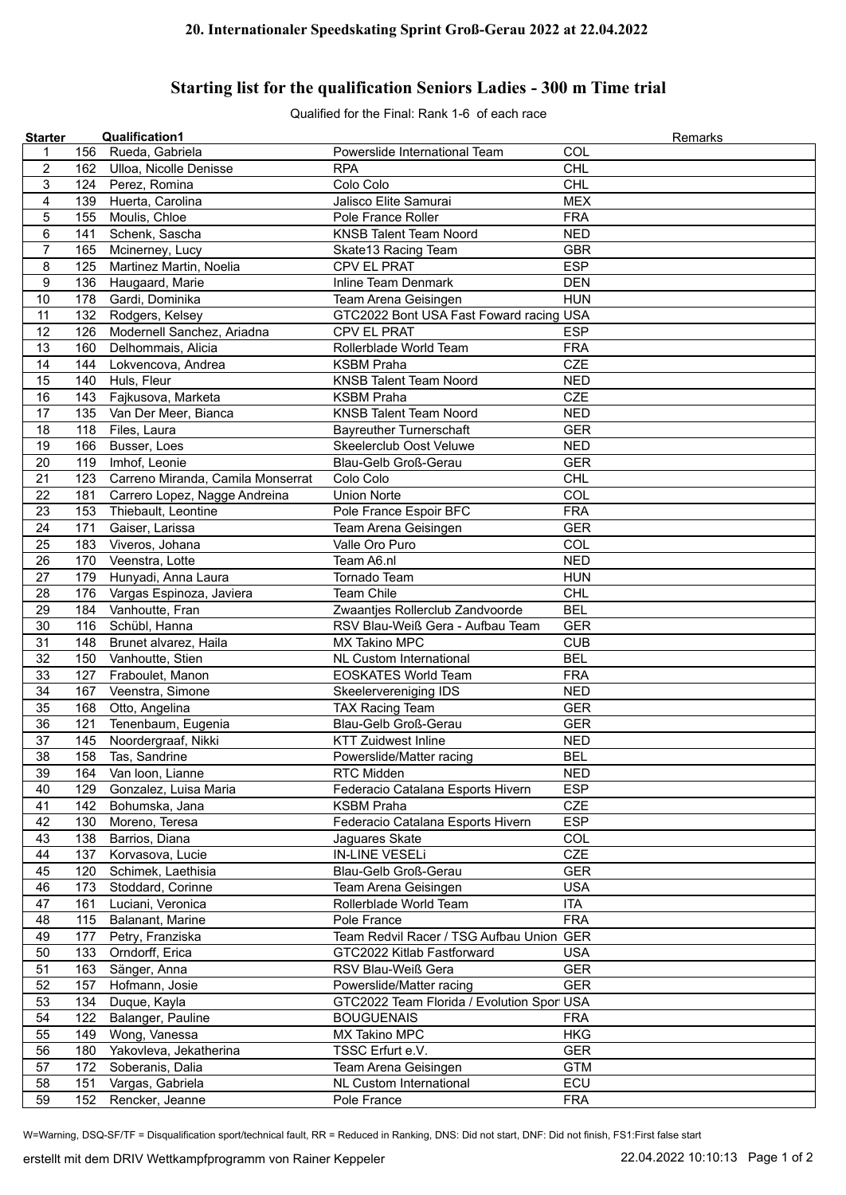# 20. Internationaler Speedskating Sprint Groß-Gerau 2022 at 22.04.2022

## Starting list for the qualification Seniors Ladies - 300 m Time trial

Qualified for the Final: Rank 1-6 of each race

| Starter | Qualification1 | | | | Remarks |
|---|---|---|---|---|---|
| 1 | 156 | Rueda, Gabriela | Powerslide International Team | COL | |
| 2 | 162 | Ulloa, Nicolle Denisse | RPA | CHL | |
| 3 | 124 | Perez, Romina | Colo Colo | CHL | |
| 4 | 139 | Huerta, Carolina | Jalisco Elite Samurai | MEX | |
| 5 | 155 | Moulis, Chloe | Pole France Roller | FRA | |
| 6 | 141 | Schenk, Sascha | KNSB Talent Team Noord | NED | |
| 7 | 165 | Mcinerney, Lucy | Skate13 Racing Team | GBR | |
| 8 | 125 | Martinez Martin, Noelia | CPV EL PRAT | ESP | |
| 9 | 136 | Haugaard, Marie | Inline Team Denmark | DEN | |
| 10 | 178 | Gardi, Dominika | Team Arena Geisingen | HUN | |
| 11 | 132 | Rodgers, Kelsey | GTC2022 Bont USA Fast Foward racing | USA | |
| 12 | 126 | Modernell Sanchez, Ariadna | CPV EL PRAT | ESP | |
| 13 | 160 | Delhommais, Alicia | Rollerblade World Team | FRA | |
| 14 | 144 | Lokvencova, Andrea | KSBM Praha | CZE | |
| 15 | 140 | Huls, Fleur | KNSB Talent Team Noord | NED | |
| 16 | 143 | Fajkusova, Marketa | KSBM Praha | CZE | |
| 17 | 135 | Van Der Meer, Bianca | KNSB Talent Team Noord | NED | |
| 18 | 118 | Files, Laura | Bayreuther Turnerschaft | GER | |
| 19 | 166 | Busser, Loes | Skeelerclub Oost Veluwe | NED | |
| 20 | 119 | Imhof, Leonie | Blau-Gelb Groß-Gerau | GER | |
| 21 | 123 | Carreno Miranda, Camila Monserrat | Colo Colo | CHL | |
| 22 | 181 | Carrero Lopez, Nagge Andreina | Union Norte | COL | |
| 23 | 153 | Thiebault, Leontine | Pole France Espoir BFC | FRA | |
| 24 | 171 | Gaiser, Larissa | Team Arena Geisingen | GER | |
| 25 | 183 | Viveros, Johana | Valle Oro Puro | COL | |
| 26 | 170 | Veenstra, Lotte | Team A6.nl | NED | |
| 27 | 179 | Hunyadi, Anna Laura | Tornado Team | HUN | |
| 28 | 176 | Vargas Espinoza, Javiera | Team Chile | CHL | |
| 29 | 184 | Vanhoutte, Fran | Zwaantjes Rollerclub Zandvoorde | BEL | |
| 30 | 116 | Schübl, Hanna | RSV Blau-Weiß Gera - Aufbau Team | GER | |
| 31 | 148 | Brunet alvarez, Haila | MX Takino MPC | CUB | |
| 32 | 150 | Vanhoutte, Stien | NL Custom International | BEL | |
| 33 | 127 | Fraboulet, Manon | EOSKATES World Team | FRA | |
| 34 | 167 | Veenstra, Simone | Skeelervereniging IDS | NED | |
| 35 | 168 | Otto, Angelina | TAX Racing Team | GER | |
| 36 | 121 | Tenenbaum, Eugenia | Blau-Gelb Groß-Gerau | GER | |
| 37 | 145 | Noordergraaf, Nikki | KTT Zuidwest Inline | NED | |
| 38 | 158 | Tas, Sandrine | Powerslide/Matter racing | BEL | |
| 39 | 164 | Van loon, Lianne | RTC Midden | NED | |
| 40 | 129 | Gonzalez, Luisa Maria | Federacio Catalana Esports Hivern | ESP | |
| 41 | 142 | Bohumska, Jana | KSBM Praha | CZE | |
| 42 | 130 | Moreno, Teresa | Federacio Catalana Esports Hivern | ESP | |
| 43 | 138 | Barrios, Diana | Jaguares Skate | COL | |
| 44 | 137 | Korvasova, Lucie | IN-LINE VESELi | CZE | |
| 45 | 120 | Schimek, Laethisia | Blau-Gelb Groß-Gerau | GER | |
| 46 | 173 | Stoddard, Corinne | Team Arena Geisingen | USA | |
| 47 | 161 | Luciani, Veronica | Rollerblade World Team | ITA | |
| 48 | 115 | Balanant, Marine | Pole France | FRA | |
| 49 | 177 | Petry, Franziska | Team Redvil Racer / TSG Aufbau Union | GER | |
| 50 | 133 | Orndorff, Erica | GTC2022 Kitlab Fastforward | USA | |
| 51 | 163 | Sänger, Anna | RSV Blau-Weiß Gera | GER | |
| 52 | 157 | Hofmann, Josie | Powerslide/Matter racing | GER | |
| 53 | 134 | Duque, Kayla | GTC2022 Team Florida / Evolution Spor | USA | |
| 54 | 122 | Balanger, Pauline | BOUGUENAIS | FRA | |
| 55 | 149 | Wong, Vanessa | MX Takino MPC | HKG | |
| 56 | 180 | Yakovleva, Jekatherina | TSSC Erfurt e.V. | GER | |
| 57 | 172 | Soberanis, Dalia | Team Arena Geisingen | GTM | |
| 58 | 151 | Vargas, Gabriela | NL Custom International | ECU | |
| 59 | 152 | Rencker, Jeanne | Pole France | FRA | |

W=Warning, DSQ-SF/TF = Disqualification sport/technical fault, RR = Reduced in Ranking, DNS: Did not start, DNF: Did not finish, FS1:First false start

erstellt mit dem DRIV Wettkampfprogramm von Rainer Keppeler 22.04.2022 10:10:13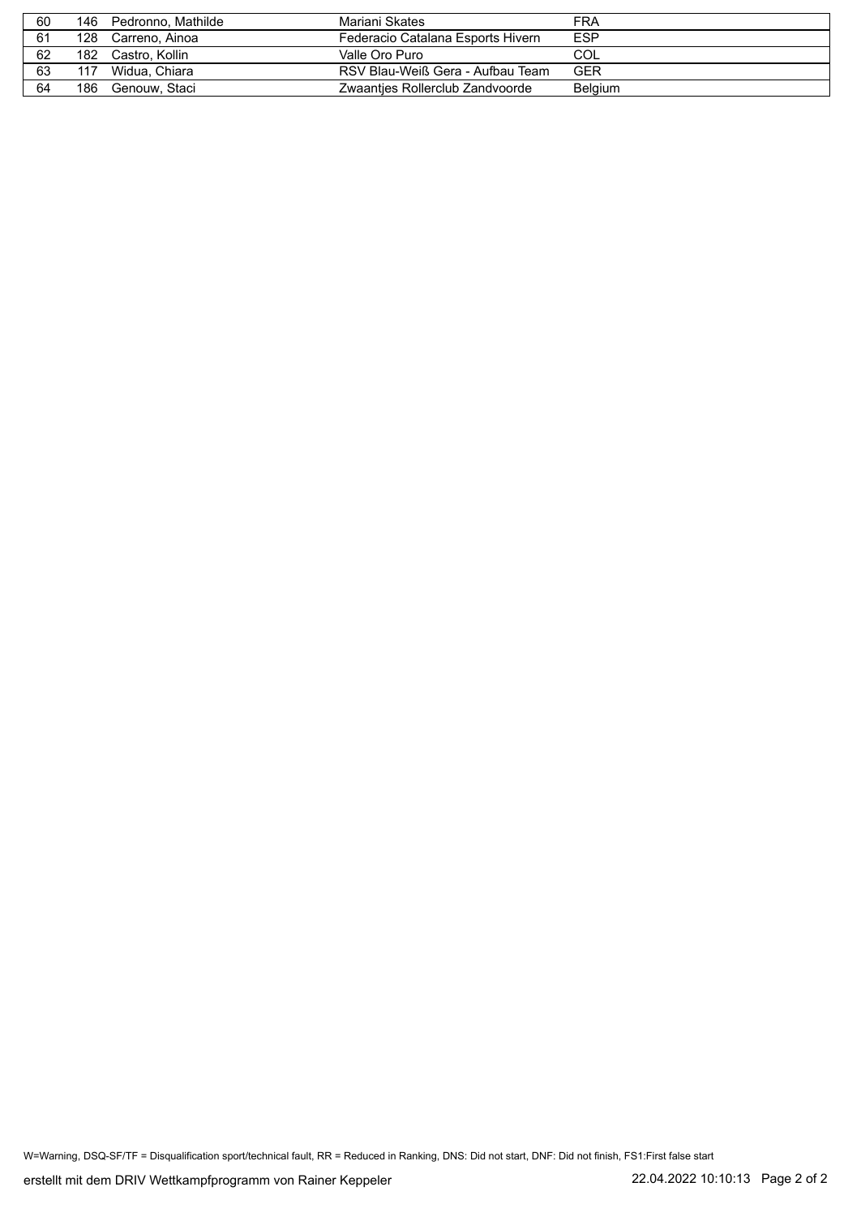| | | | | |
|---|---|---|---|---|
| 60 | 146 | Pedronno, Mathilde | Mariani Skates | FRA |
| 61 | 128 | Carreno, Ainoa | Federacio Catalana Esports Hivern | ESP |
| 62 | 182 | Castro, Kollin | Valle Oro Puro | COL |
| 63 | 117 | Widua, Chiara | RSV Blau-Weiß Gera - Aufbau Team | GER |
| 64 | 186 | Genouw, Staci | Zwaantjes Rollerclub Zandvoorde | Belgium |

W=Warning, DSQ-SF/TF = Disqualification sport/technical fault, RR = Reduced in Ranking, DNS: Did not start, DNF: Did not finish, FS1:First false start

erstellt mit dem DRIV Wettkampfprogramm von Rainer Keppeler

22.04.2022 10:10:13